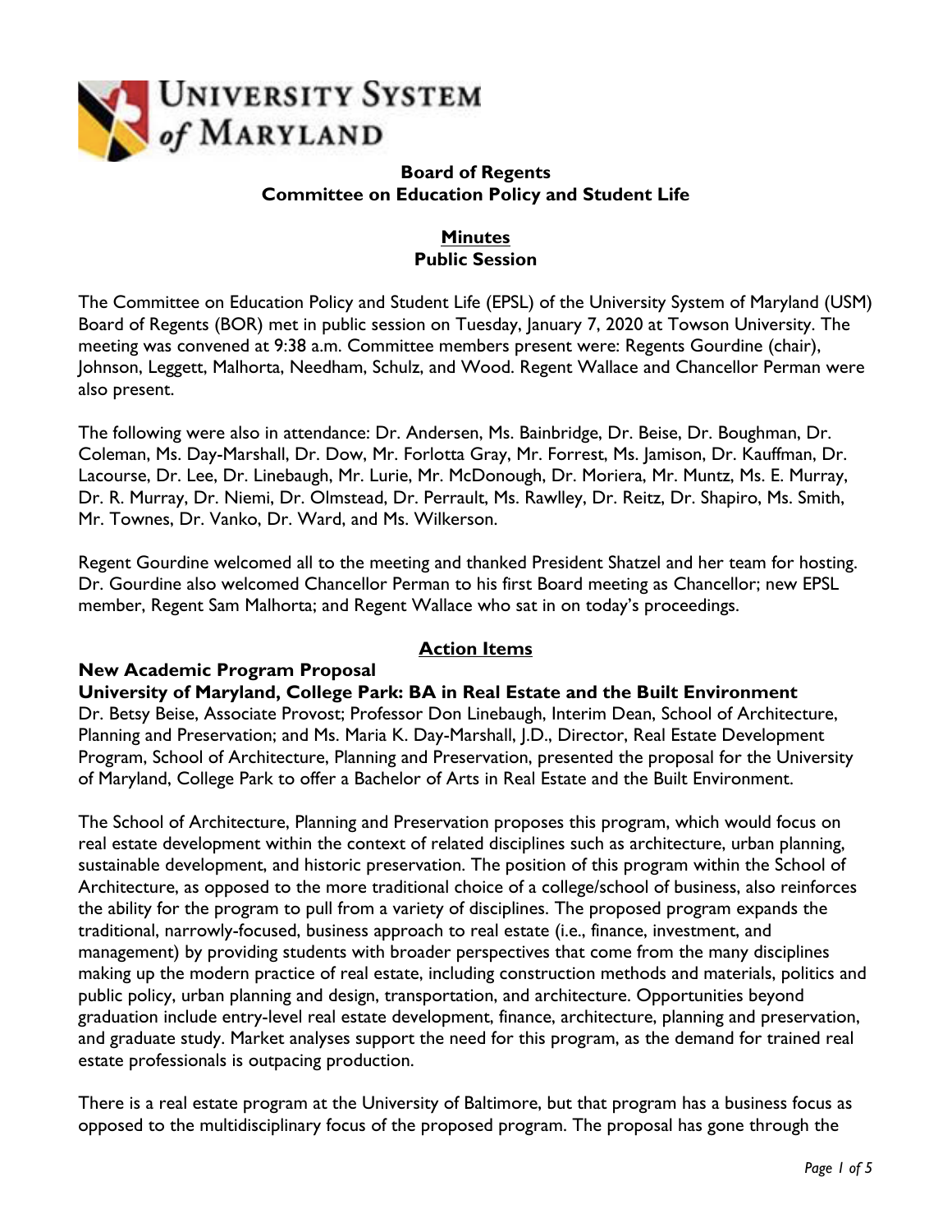# University System of Maryland

**Board of Regents**
**Committee on Education Policy and Student Life**

**Minutes**
**Public Session**

The Committee on Education Policy and Student Life (EPSL) of the University System of Maryland (USM) Board of Regents (BOR) met in public session on Tuesday, January 7, 2020 at Towson University. The meeting was convened at 9:38 a.m. Committee members present were: Regents Gourdine (chair), Johnson, Leggett, Malhotra, Needham, Schulz, and Wood. Regent Wallace and Chancellor Perman were also present.

The following were also in attendance: Dr. Andersen, Ms. Bainbridge, Dr. Beise, Dr. Boughman, Dr. Coleman, Ms. Day-Marshall, Dr. Dow, Mr. Forlotta Gray, Mr. Forrest, Ms. Jamison, Dr. Kauffman, Dr. Lacourse, Dr. Lee, Dr. Linebaugh, Mr. Lurie, Mr. McDonough, Dr. Moriera, Mr. Muntz, Ms. E. Murray, Dr. R. Murray, Dr. Niemi, Dr. Olmstead, Dr. Perrault, Ms. Rawlley, Dr. Reitz, Dr. Shapiro, Ms. Smith, Mr. Townes, Dr. Vanko, Dr. Ward, and Ms. Wilkerson.

Regent Gourdine welcomed all to the meeting and thanked President Shatzel and her team for hosting. Dr. Gourdine also welcomed Chancellor Perman to his first Board meeting as Chancellor; new EPSL member, Regent Sam Malhorta; and Regent Wallace who sat in on today's proceedings.

## Action Items

**New Academic Program Proposal**
**University of Maryland, College Park: BA in Real Estate and the Built Environment**
Dr. Betsy Beise, Associate Provost; Professor Don Linebaugh, Interim Dean, School of Architecture, Planning and Preservation; and Ms. Maria K. Day-Marshall, J.D., Director, Real Estate Development Program, School of Architecture, Planning and Preservation, presented the proposal for the University of Maryland, College Park to offer a Bachelor of Arts in Real Estate and the Built Environment.

The School of Architecture, Planning and Preservation proposes this program, which would focus on real estate development within the context of related disciplines such as architecture, urban planning, sustainable development, and historic preservation. The position of this program within the School of Architecture, as opposed to the more traditional choice of a college/school of business, also reinforces the ability for the program to pull from a variety of disciplines. The proposed program expands the traditional, narrowly-focused, business approach to real estate (i.e., finance, investment, and management) by providing students with broader perspectives that come from the many disciplines making up the modern practice of real estate, including construction methods and materials, politics and public policy, urban planning and design, transportation, and architecture. Opportunities beyond graduation include entry-level real estate development, finance, architecture, planning and preservation, and graduate study. Market analyses support the need for this program, as the demand for trained real estate professionals is outpacing production.

There is a real estate program at the University of Baltimore, but that program has a business focus as opposed to the multidisciplinary focus of the proposed program. The proposal has gone through the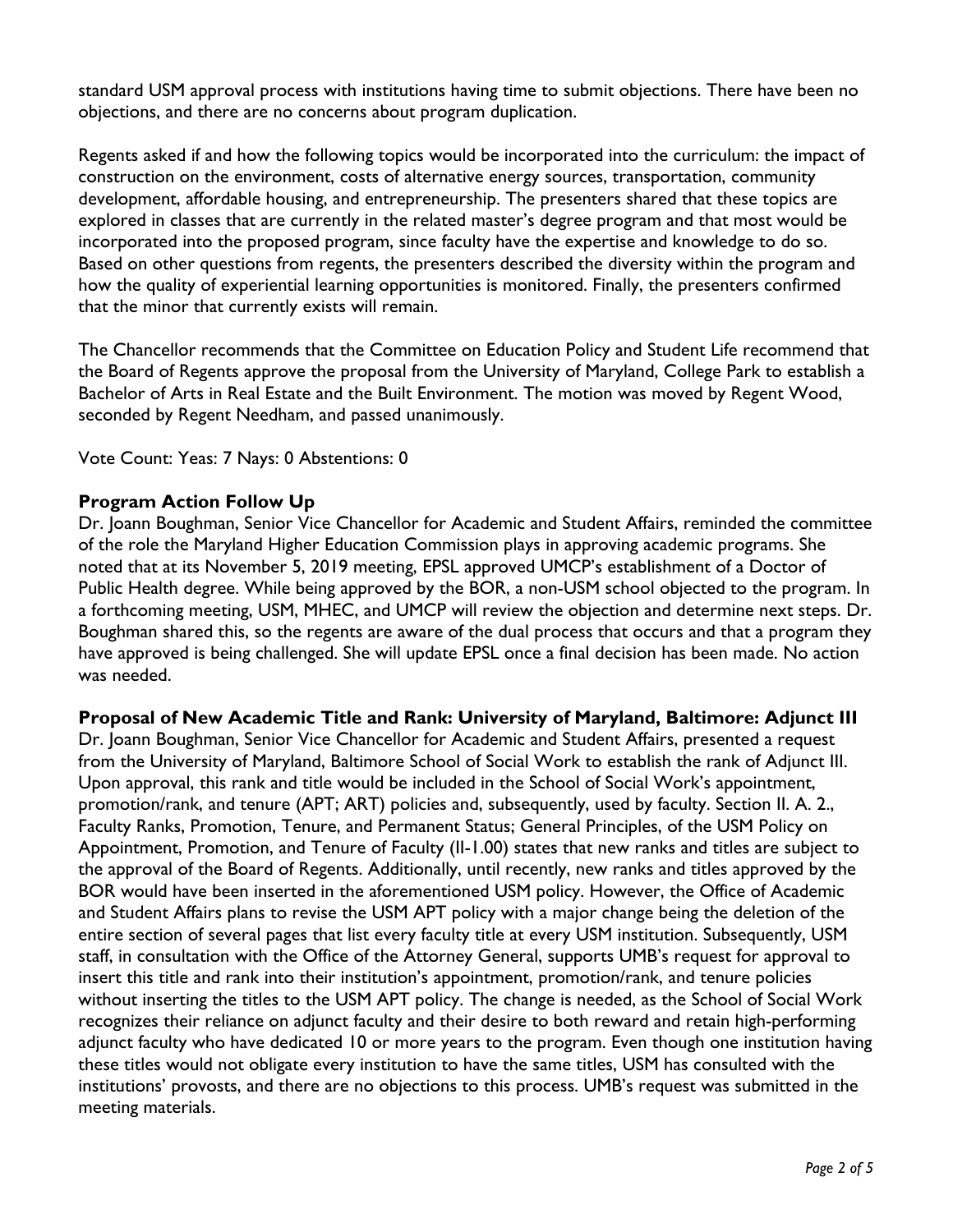standard USM approval process with institutions having time to submit objections. There have been no objections, and there are no concerns about program duplication.

Regents asked if and how the following topics would be incorporated into the curriculum: the impact of construction on the environment, costs of alternative energy sources, transportation, community development, affordable housing, and entrepreneurship. The presenters shared that these topics are explored in classes that are currently in the related master's degree program and that most would be incorporated into the proposed program, since faculty have the expertise and knowledge to do so. Based on other questions from regents, the presenters described the diversity within the program and how the quality of experiential learning opportunities is monitored. Finally, the presenters confirmed that the minor that currently exists will remain.

The Chancellor recommends that the Committee on Education Policy and Student Life recommend that the Board of Regents approve the proposal from the University of Maryland, College Park to establish a Bachelor of Arts in Real Estate and the Built Environment. The motion was moved by Regent Wood, seconded by Regent Needham, and passed unanimously.

Vote Count: Yeas: 7 Nays: 0 Abstentions: 0

**Program Action Follow Up**

Dr. Joann Boughman, Senior Vice Chancellor for Academic and Student Affairs, reminded the committee of the role the Maryland Higher Education Commission plays in approving academic programs. She noted that at its November 5, 2019 meeting, EPSL approved UMCP's establishment of a Doctor of Public Health degree. While being approved by the BOR, a non-USM school objected to the program. In a forthcoming meeting, USM, MHEC, and UMCP will review the objection and determine next steps. Dr. Boughman shared this, so the regents are aware of the dual process that occurs and that a program they have approved is being challenged. She will update EPSL once a final decision has been made. No action was needed.

**Proposal of New Academic Title and Rank: University of Maryland, Baltimore: Adjunct III**

Dr. Joann Boughman, Senior Vice Chancellor for Academic and Student Affairs, presented a request from the University of Maryland, Baltimore School of Social Work to establish the rank of Adjunct III. Upon approval, this rank and title would be included in the School of Social Work's appointment, promotion/rank, and tenure (APT; ART) policies and, subsequently, used by faculty. Section II. A. 2., Faculty Ranks, Promotion, Tenure, and Permanent Status; General Principles, of the USM Policy on Appointment, Promotion, and Tenure of Faculty (II-1.00) states that new ranks and titles are subject to the approval of the Board of Regents. Additionally, until recently, new ranks and titles approved by the BOR would have been inserted in the aforementioned USM policy. However, the Office of Academic and Student Affairs plans to revise the USM APT policy with a major change being the deletion of the entire section of several pages that list every faculty title at every USM institution. Subsequently, USM staff, in consultation with the Office of the Attorney General, supports UMB's request for approval to insert this title and rank into their institution's appointment, promotion/rank, and tenure policies without inserting the titles to the USM APT policy. The change is needed, as the School of Social Work recognizes their reliance on adjunct faculty and their desire to both reward and retain high-performing adjunct faculty who have dedicated 10 or more years to the program. Even though one institution having these titles would not obligate every institution to have the same titles, USM has consulted with the institutions' provosts, and there are no objections to this process. UMB's request was submitted in the meeting materials.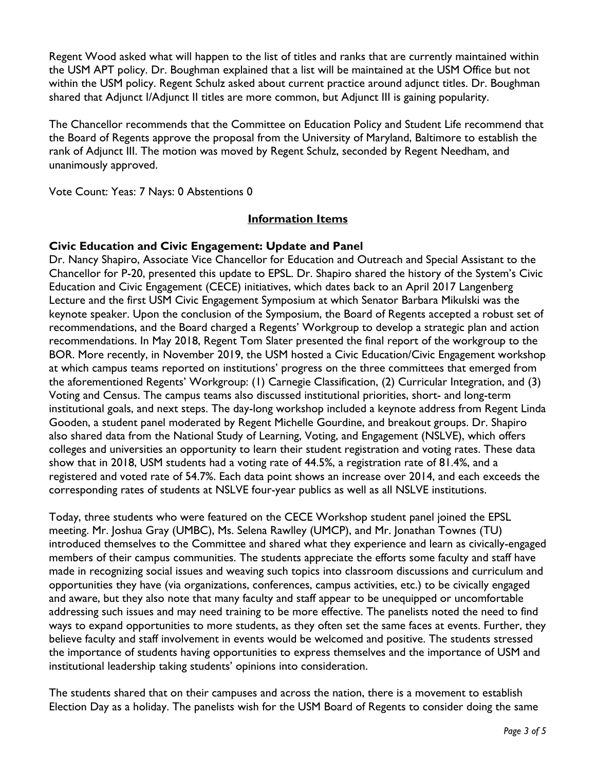Regent Wood asked what will happen to the list of titles and ranks that are currently maintained within the USM APT policy. Dr. Boughman explained that a list will be maintained at the USM Office but not within the USM policy. Regent Schulz asked about current practice around adjunct titles. Dr. Boughman shared that Adjunct I/Adjunct II titles are more common, but Adjunct III is gaining popularity.

The Chancellor recommends that the Committee on Education Policy and Student Life recommend that the Board of Regents approve the proposal from the University of Maryland, Baltimore to establish the rank of Adjunct III. The motion was moved by Regent Schulz, seconded by Regent Needham, and unanimously approved.

Vote Count: Yeas: 7 Nays: 0 Abstentions 0

## Information Items

**Civic Education and Civic Engagement: Update and Panel**

Dr. Nancy Shapiro, Associate Vice Chancellor for Education and Outreach and Special Assistant to the Chancellor for P-20, presented this update to EPSL. Dr. Shapiro shared the history of the System's Civic Education and Civic Engagement (CECE) initiatives, which dates back to an April 2017 Langenberg Lecture and the first USM Civic Engagement Symposium at which Senator Barbara Mikulski was the keynote speaker. Upon the conclusion of the Symposium, the Board of Regents accepted a robust set of recommendations, and the Board charged a Regents' Workgroup to develop a strategic plan and action recommendations. In May 2018, Regent Tom Slater presented the final report of the workgroup to the BOR. More recently, in November 2019, the USM hosted a Civic Education/Civic Engagement workshop at which campus teams reported on institutions' progress on the three committees that emerged from the aforementioned Regents' Workgroup: (1) Carnegie Classification, (2) Curricular Integration, and (3) Voting and Census. The campus teams also discussed institutional priorities, short- and long-term institutional goals, and next steps. The day-long workshop included a keynote address from Regent Linda Gooden, a student panel moderated by Regent Michelle Gourdine, and breakout groups. Dr. Shapiro also shared data from the National Study of Learning, Voting, and Engagement (NSLVE), which offers colleges and universities an opportunity to learn their student registration and voting rates. These data show that in 2018, USM students had a voting rate of 44.5%, a registration rate of 81.4%, and a registered and voted rate of 54.7%. Each data point shows an increase over 2014, and each exceeds the corresponding rates of students at NSLVE four-year publics as well as all NSLVE institutions.

Today, three students who were featured on the CECE Workshop student panel joined the EPSL meeting. Mr. Joshua Gray (UMBC), Ms. Selena Rawlley (UMCP), and Mr. Jonathan Townes (TU) introduced themselves to the Committee and shared what they experience and learn as civically-engaged members of their campus communities. The students appreciate the efforts some faculty and staff have made in recognizing social issues and weaving such topics into classroom discussions and curriculum and opportunities they have (via organizations, conferences, campus activities, etc.) to be civically engaged and aware, but they also note that many faculty and staff appear to be unequipped or uncomfortable addressing such issues and may need training to be more effective. The panelists noted the need to find ways to expand opportunities to more students, as they often set the same faces at events. Further, they believe faculty and staff involvement in events would be welcomed and positive. The students stressed the importance of students having opportunities to express themselves and the importance of USM and institutional leadership taking students' opinions into consideration.

The students shared that on their campuses and across the nation, there is a movement to establish Election Day as a holiday. The panelists wish for the USM Board of Regents to consider doing the same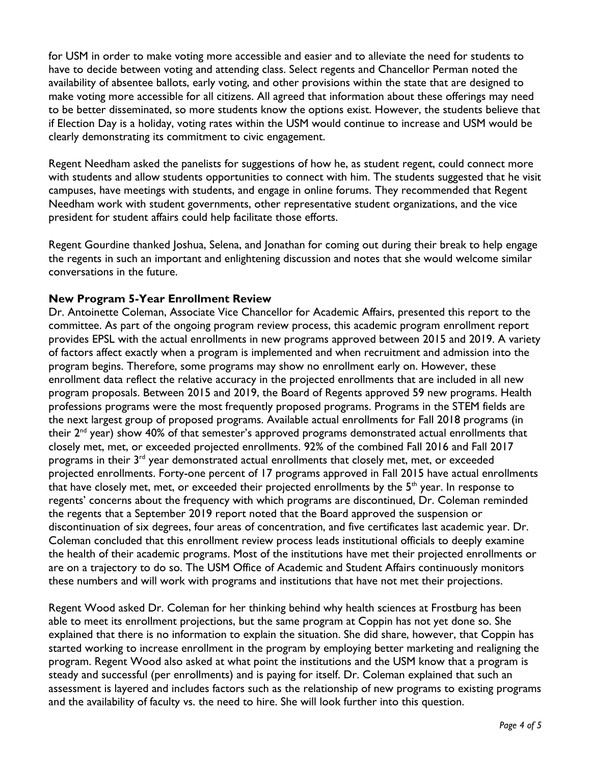for USM in order to make voting more accessible and easier and to alleviate the need for students to have to decide between voting and attending class. Select regents and Chancellor Perman noted the availability of absentee ballots, early voting, and other provisions within the state that are designed to make voting more accessible for all citizens. All agreed that information about these offerings may need to be better disseminated, so more students know the options exist. However, the students believe that if Election Day is a holiday, voting rates within the USM would continue to increase and USM would be clearly demonstrating its commitment to civic engagement.

Regent Needham asked the panelists for suggestions of how he, as student regent, could connect more with students and allow students opportunities to connect with him. The students suggested that he visit campuses, have meetings with students, and engage in online forums. They recommended that Regent Needham work with student governments, other representative student organizations, and the vice president for student affairs could help facilitate those efforts.

Regent Gourdine thanked Joshua, Selena, and Jonathan for coming out during their break to help engage the regents in such an important and enlightening discussion and notes that she would welcome similar conversations in the future.

**New Program 5-Year Enrollment Review**

Dr. Antoinette Coleman, Associate Vice Chancellor for Academic Affairs, presented this report to the committee. As part of the ongoing program review process, this academic program enrollment report provides EPSL with the actual enrollments in new programs approved between 2015 and 2019. A variety of factors affect exactly when a program is implemented and when recruitment and admission into the program begins. Therefore, some programs may show no enrollment early on. However, these enrollment data reflect the relative accuracy in the projected enrollments that are included in all new program proposals. Between 2015 and 2019, the Board of Regents approved 59 new programs. Health professions programs were the most frequently proposed programs. Programs in the STEM fields are the next largest group of proposed programs. Available actual enrollments for Fall 2018 programs (in their 2nd year) show 40% of that semester's approved programs demonstrated actual enrollments that closely met, met, or exceeded projected enrollments. 92% of the combined Fall 2016 and Fall 2017 programs in their 3rd year demonstrated actual enrollments that closely met, met, or exceeded projected enrollments. Forty-one percent of 17 programs approved in Fall 2015 have actual enrollments that have closely met, met, or exceeded their projected enrollments by the 5th year. In response to regents' concerns about the frequency with which programs are discontinued, Dr. Coleman reminded the regents that a September 2019 report noted that the Board approved the suspension or discontinuation of six degrees, four areas of concentration, and five certificates last academic year. Dr. Coleman concluded that this enrollment review process leads institutional officials to deeply examine the health of their academic programs. Most of the institutions have met their projected enrollments or are on a trajectory to do so. The USM Office of Academic and Student Affairs continuously monitors these numbers and will work with programs and institutions that have not met their projections.

Regent Wood asked Dr. Coleman for her thinking behind why health sciences at Frostburg has been able to meet its enrollment projections, but the same program at Coppin has not yet done so. She explained that there is no information to explain the situation. She did share, however, that Coppin has started working to increase enrollment in the program by employing better marketing and realigning the program. Regent Wood also asked at what point the institutions and the USM know that a program is steady and successful (per enrollments) and is paying for itself. Dr. Coleman explained that such an assessment is layered and includes factors such as the relationship of new programs to existing programs and the availability of faculty vs. the need to hire. She will look further into this question.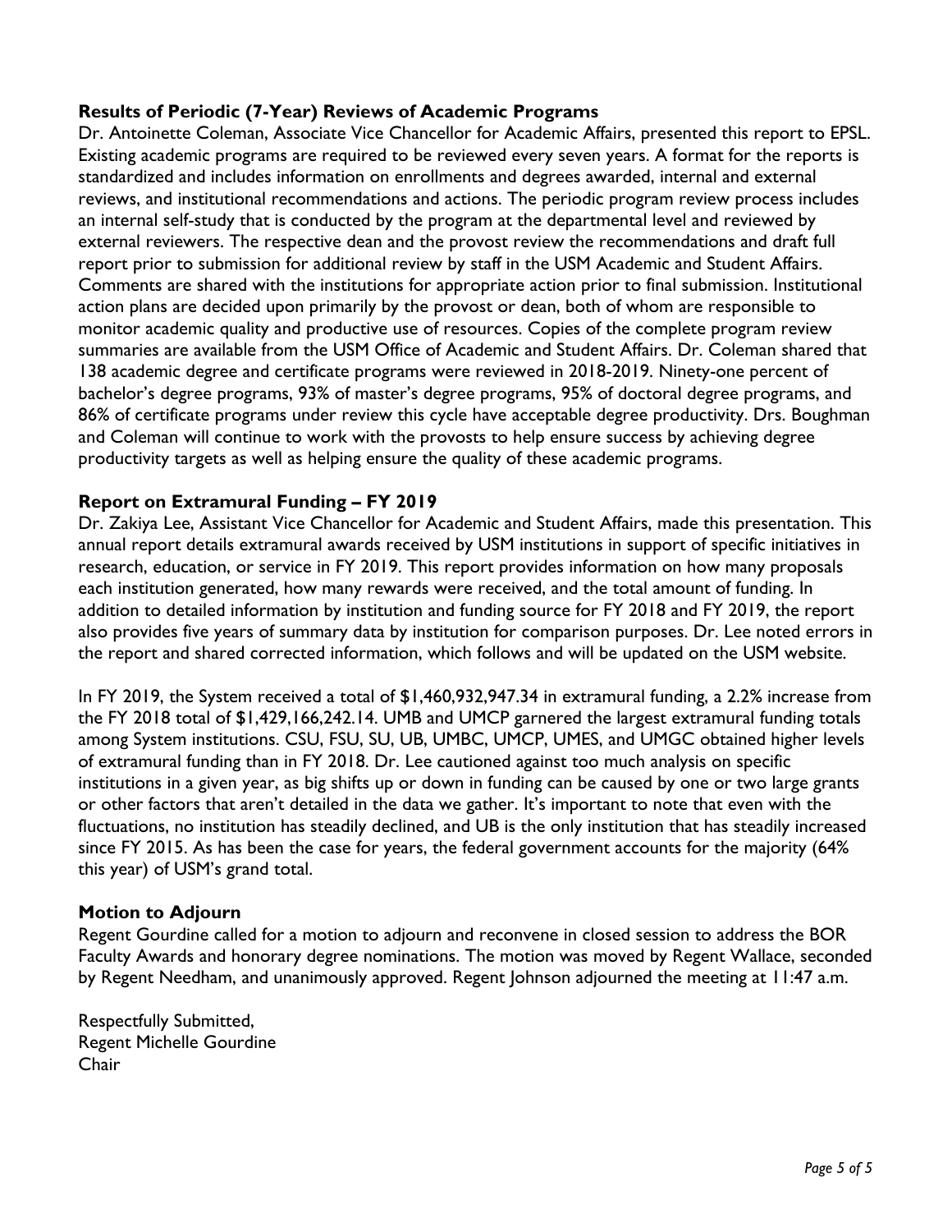### Results of Periodic (7-Year) Reviews of Academic Programs

Dr. Antoinette Coleman, Associate Vice Chancellor for Academic Affairs, presented this report to EPSL. Existing academic programs are required to be reviewed every seven years. A format for the reports is standardized and includes information on enrollments and degrees awarded, internal and external reviews, and institutional recommendations and actions. The periodic program review process includes an internal self-study that is conducted by the program at the departmental level and reviewed by external reviewers. The respective dean and the provost review the recommendations and draft full report prior to submission for additional review by staff in the USM Academic and Student Affairs. Comments are shared with the institutions for appropriate action prior to final submission. Institutional action plans are decided upon primarily by the provost or dean, both of whom are responsible to monitor academic quality and productive use of resources. Copies of the complete program review summaries are available from the USM Office of Academic and Student Affairs. Dr. Coleman shared that 138 academic degree and certificate programs were reviewed in 2018-2019. Ninety-one percent of bachelor's degree programs, 93% of master's degree programs, 95% of doctoral degree programs, and 86% of certificate programs under review this cycle have acceptable degree productivity. Drs. Boughman and Coleman will continue to work with the provosts to help ensure success by achieving degree productivity targets as well as helping ensure the quality of these academic programs.

### Report on Extramural Funding – FY 2019

Dr. Zakiya Lee, Assistant Vice Chancellor for Academic and Student Affairs, made this presentation. This annual report details extramural awards received by USM institutions in support of specific initiatives in research, education, or service in FY 2019. This report provides information on how many proposals each institution generated, how many rewards were received, and the total amount of funding. In addition to detailed information by institution and funding source for FY 2018 and FY 2019, the report also provides five years of summary data by institution for comparison purposes. Dr. Lee noted errors in the report and shared corrected information, which follows and will be updated on the USM website.

In FY 2019, the System received a total of $1,460,932,947.34 in extramural funding, a 2.2% increase from the FY 2018 total of $1,429,166,242.14. UMB and UMCP garnered the largest extramural funding totals among System institutions. CSU, FSU, SU, UB, UMBC, UMCP, UMES, and UMGC obtained higher levels of extramural funding than in FY 2018. Dr. Lee cautioned against too much analysis on specific institutions in a given year, as big shifts up or down in funding can be caused by one or two large grants or other factors that aren't detailed in the data we gather. It's important to note that even with the fluctuations, no institution has steadily declined, and UB is the only institution that has steadily increased since FY 2015. As has been the case for years, the federal government accounts for the majority (64% this year) of USM's grand total.

### Motion to Adjourn

Regent Gourdine called for a motion to adjourn and reconvene in closed session to address the BOR Faculty Awards and honorary degree nominations. The motion was moved by Regent Wallace, seconded by Regent Needham, and unanimously approved. Regent Johnson adjourned the meeting at 11:47 a.m.

Respectfully Submitted,
Regent Michelle Gourdine
Chair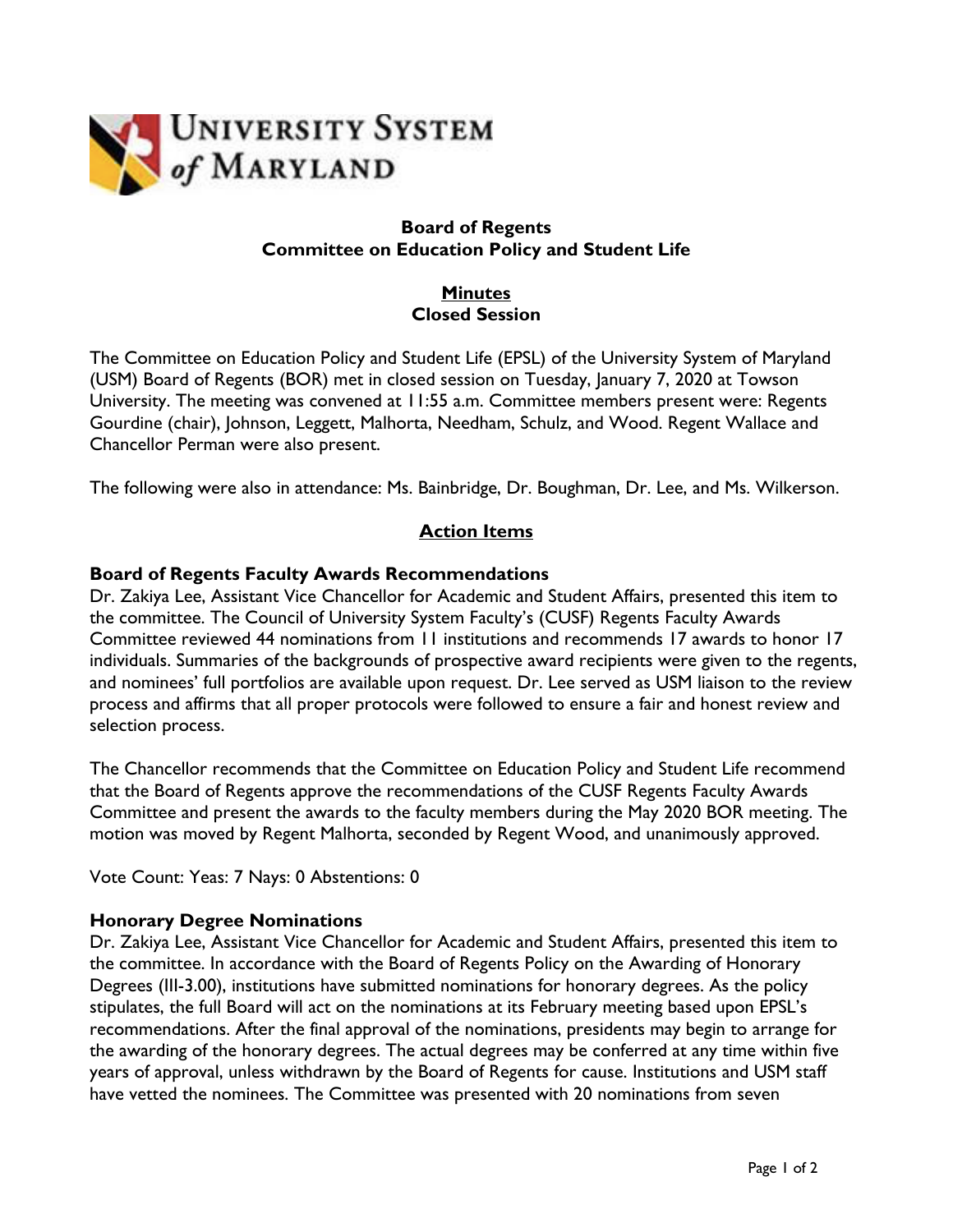UNIVERSITY SYSTEM *of* MARYLAND

**Board of Regents**
**Committee on Education Policy and Student Life**

**Minutes**
**Closed Session**

The Committee on Education Policy and Student Life (EPSL) of the University System of Maryland (USM) Board of Regents (BOR) met in closed session on Tuesday, January 7, 2020 at Towson University. The meeting was convened at 11:55 a.m. Committee members present were: Regents Gourdine (chair), Johnson, Leggett, Malhorta, Needham, Schulz, and Wood. Regent Wallace and Chancellor Perman were also present.

The following were also in attendance: Ms. Bainbridge, Dr. Boughman, Dr. Lee, and Ms. Wilkerson.

## Action Items

### Board of Regents Faculty Awards Recommendations

Dr. Zakiya Lee, Assistant Vice Chancellor for Academic and Student Affairs, presented this item to the committee. The Council of University System Faculty's (CUSF) Regents Faculty Awards Committee reviewed 44 nominations from 11 institutions and recommends 17 awards to honor 17 individuals. Summaries of the backgrounds of prospective award recipients were given to the regents, and nominees' full portfolios are available upon request. Dr. Lee served as USM liaison to the review process and affirms that all proper protocols were followed to ensure a fair and honest review and selection process.

The Chancellor recommends that the Committee on Education Policy and Student Life recommend that the Board of Regents approve the recommendations of the CUSF Regents Faculty Awards Committee and present the awards to the faculty members during the May 2020 BOR meeting. The motion was moved by Regent Malhorta, seconded by Regent Wood, and unanimously approved.

Vote Count: Yeas: 7 Nays: 0 Abstentions: 0

### Honorary Degree Nominations

Dr. Zakiya Lee, Assistant Vice Chancellor for Academic and Student Affairs, presented this item to the committee. In accordance with the Board of Regents Policy on the Awarding of Honorary Degrees (III-3.00), institutions have submitted nominations for honorary degrees. As the policy stipulates, the full Board will act on the nominations at its February meeting based upon EPSL's recommendations. After the final approval of the nominations, presidents may begin to arrange for the awarding of the honorary degrees. The actual degrees may be conferred at any time within five years of approval, unless withdrawn by the Board of Regents for cause. Institutions and USM staff have vetted the nominees. The Committee was presented with 20 nominations from seven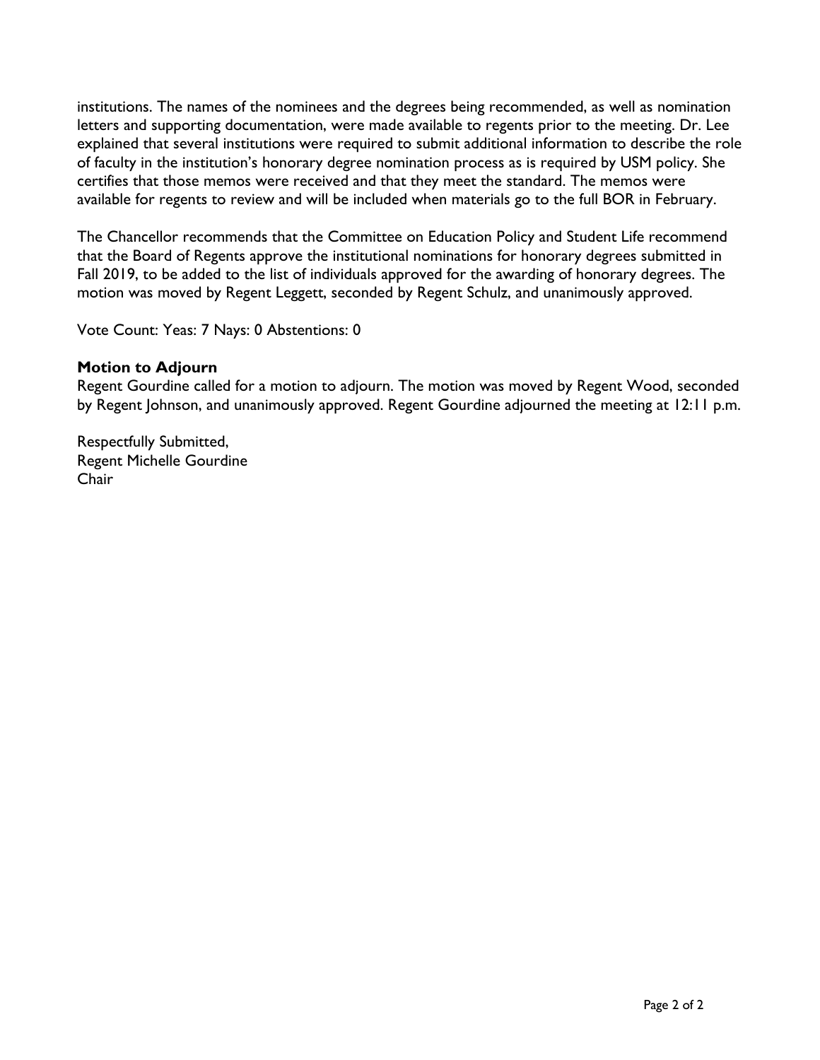institutions. The names of the nominees and the degrees being recommended, as well as nomination letters and supporting documentation, were made available to regents prior to the meeting. Dr. Lee explained that several institutions were required to submit additional information to describe the role of faculty in the institution's honorary degree nomination process as is required by USM policy. She certifies that those memos were received and that they meet the standard. The memos were available for regents to review and will be included when materials go to the full BOR in February.

The Chancellor recommends that the Committee on Education Policy and Student Life recommend that the Board of Regents approve the institutional nominations for honorary degrees submitted in Fall 2019, to be added to the list of individuals approved for the awarding of honorary degrees. The motion was moved by Regent Leggett, seconded by Regent Schulz, and unanimously approved.

Vote Count: Yeas: 7 Nays: 0 Abstentions: 0

**Motion to Adjourn**

Regent Gourdine called for a motion to adjourn. The motion was moved by Regent Wood, seconded by Regent Johnson, and unanimously approved. Regent Gourdine adjourned the meeting at 12:11 p.m.

Respectfully Submitted,
Regent Michelle Gourdine
Chair